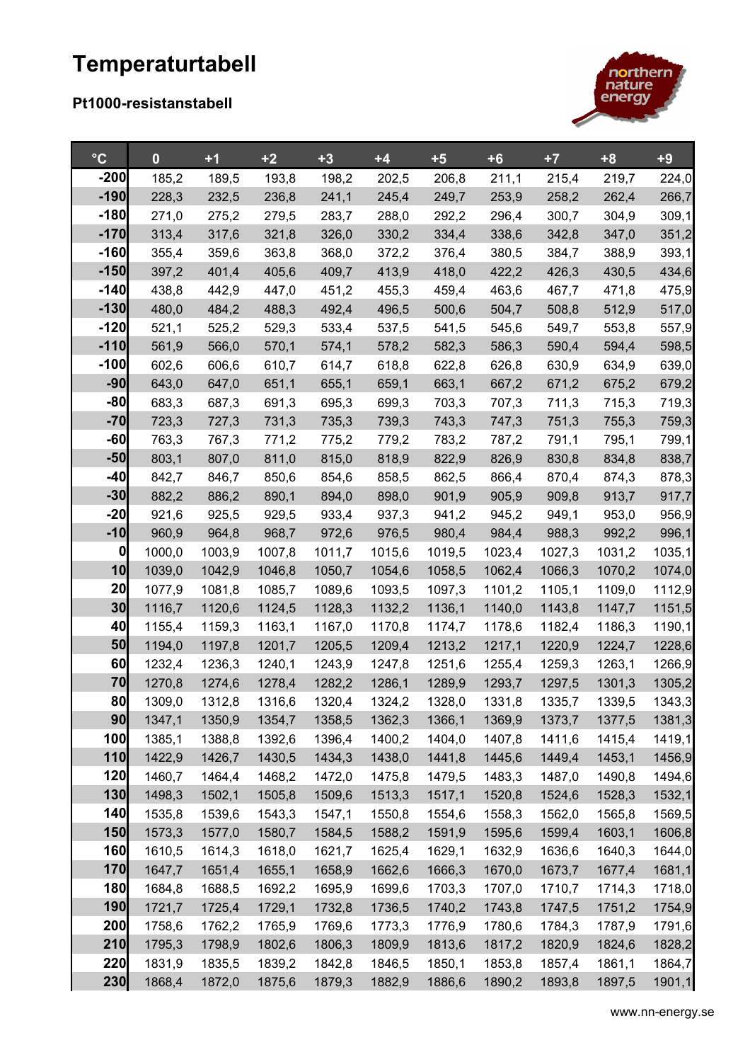# Temperaturtabell

**Pt1000-resistanstabell**

| °C | 0 | +1 | +2 | +3 | +4 | +5 | +6 | +7 | +8 | +9 |
|---|---|---|---|---|---|---|---|---|---|---|
| -200 | 185,2 | 189,5 | 193,8 | 198,2 | 202,5 | 206,8 | 211,1 | 215,4 | 219,7 | 224,0 |
| -190 | 228,3 | 232,5 | 236,8 | 241,1 | 245,4 | 249,7 | 253,9 | 258,2 | 262,4 | 266,7 |
| -180 | 271,0 | 275,2 | 279,5 | 283,7 | 288,0 | 292,2 | 296,4 | 300,7 | 304,9 | 309,1 |
| -170 | 313,4 | 317,6 | 321,8 | 326,0 | 330,2 | 334,4 | 338,6 | 342,8 | 347,0 | 351,2 |
| -160 | 355,4 | 359,6 | 363,8 | 368,0 | 372,2 | 376,4 | 380,5 | 384,7 | 388,9 | 393,1 |
| -150 | 397,2 | 401,4 | 405,6 | 409,7 | 413,9 | 418,0 | 422,2 | 426,3 | 430,5 | 434,6 |
| -140 | 438,8 | 442,9 | 447,0 | 451,2 | 455,3 | 459,4 | 463,6 | 467,7 | 471,8 | 475,9 |
| -130 | 480,0 | 484,2 | 488,3 | 492,4 | 496,5 | 500,6 | 504,7 | 508,8 | 512,9 | 517,0 |
| -120 | 521,1 | 525,2 | 529,3 | 533,4 | 537,5 | 541,5 | 545,6 | 549,7 | 553,8 | 557,9 |
| -110 | 561,9 | 566,0 | 570,1 | 574,1 | 578,2 | 582,3 | 586,3 | 590,4 | 594,4 | 598,5 |
| -100 | 602,6 | 606,6 | 610,7 | 614,7 | 618,8 | 622,8 | 626,8 | 630,9 | 634,9 | 639,0 |
| -90 | 643,0 | 647,0 | 651,1 | 655,1 | 659,1 | 663,1 | 667,2 | 671,2 | 675,2 | 679,2 |
| -80 | 683,3 | 687,3 | 691,3 | 695,3 | 699,3 | 703,3 | 707,3 | 711,3 | 715,3 | 719,3 |
| -70 | 723,3 | 727,3 | 731,3 | 735,3 | 739,3 | 743,3 | 747,3 | 751,3 | 755,3 | 759,3 |
| -60 | 763,3 | 767,3 | 771,2 | 775,2 | 779,2 | 783,2 | 787,2 | 791,1 | 795,1 | 799,1 |
| -50 | 803,1 | 807,0 | 811,0 | 815,0 | 818,9 | 822,9 | 826,9 | 830,8 | 834,8 | 838,7 |
| -40 | 842,7 | 846,7 | 850,6 | 854,6 | 858,5 | 862,5 | 866,4 | 870,4 | 874,3 | 878,3 |
| -30 | 882,2 | 886,2 | 890,1 | 894,0 | 898,0 | 901,9 | 905,9 | 909,8 | 913,7 | 917,7 |
| -20 | 921,6 | 925,5 | 929,5 | 933,4 | 937,3 | 941,2 | 945,2 | 949,1 | 953,0 | 956,9 |
| -10 | 960,9 | 964,8 | 968,7 | 972,6 | 976,5 | 980,4 | 984,4 | 988,3 | 992,2 | 996,1 |
| 0 | 1000,0 | 1003,9 | 1007,8 | 1011,7 | 1015,6 | 1019,5 | 1023,4 | 1027,3 | 1031,2 | 1035,1 |
| 10 | 1039,0 | 1042,9 | 1046,8 | 1050,7 | 1054,6 | 1058,5 | 1062,4 | 1066,3 | 1070,2 | 1074,0 |
| 20 | 1077,9 | 1081,8 | 1085,7 | 1089,6 | 1093,5 | 1097,3 | 1101,2 | 1105,1 | 1109,0 | 1112,9 |
| 30 | 1116,7 | 1120,6 | 1124,5 | 1128,3 | 1132,2 | 1136,1 | 1140,0 | 1143,8 | 1147,7 | 1151,5 |
| 40 | 1155,4 | 1159,3 | 1163,1 | 1167,0 | 1170,8 | 1174,7 | 1178,6 | 1182,4 | 1186,3 | 1190,1 |
| 50 | 1194,0 | 1197,8 | 1201,7 | 1205,5 | 1209,4 | 1213,2 | 1217,1 | 1220,9 | 1224,7 | 1228,6 |
| 60 | 1232,4 | 1236,3 | 1240,1 | 1243,9 | 1247,8 | 1251,6 | 1255,4 | 1259,3 | 1263,1 | 1266,9 |
| 70 | 1270,8 | 1274,6 | 1278,4 | 1282,2 | 1286,1 | 1289,9 | 1293,7 | 1297,5 | 1301,3 | 1305,2 |
| 80 | 1309,0 | 1312,8 | 1316,6 | 1320,4 | 1324,2 | 1328,0 | 1331,8 | 1335,7 | 1339,5 | 1343,3 |
| 90 | 1347,1 | 1350,9 | 1354,7 | 1358,5 | 1362,3 | 1366,1 | 1369,9 | 1373,7 | 1377,5 | 1381,3 |
| 100 | 1385,1 | 1388,8 | 1392,6 | 1396,4 | 1400,2 | 1404,0 | 1407,8 | 1411,6 | 1415,4 | 1419,1 |
| 110 | 1422,9 | 1426,7 | 1430,5 | 1434,3 | 1438,0 | 1441,8 | 1445,6 | 1449,4 | 1453,1 | 1456,9 |
| 120 | 1460,7 | 1464,4 | 1468,2 | 1472,0 | 1475,8 | 1479,5 | 1483,3 | 1487,0 | 1490,8 | 1494,6 |
| 130 | 1498,3 | 1502,1 | 1505,8 | 1509,6 | 1513,3 | 1517,1 | 1520,8 | 1524,6 | 1528,3 | 1532,1 |
| 140 | 1535,8 | 1539,6 | 1543,3 | 1547,1 | 1550,8 | 1554,6 | 1558,3 | 1562,0 | 1565,8 | 1569,5 |
| 150 | 1573,3 | 1577,0 | 1580,7 | 1584,5 | 1588,2 | 1591,9 | 1595,6 | 1599,4 | 1603,1 | 1606,8 |
| 160 | 1610,5 | 1614,3 | 1618,0 | 1621,7 | 1625,4 | 1629,1 | 1632,9 | 1636,6 | 1640,3 | 1644,0 |
| 170 | 1647,7 | 1651,4 | 1655,1 | 1658,9 | 1662,6 | 1666,3 | 1670,0 | 1673,7 | 1677,4 | 1681,1 |
| 180 | 1684,8 | 1688,5 | 1692,2 | 1695,9 | 1699,6 | 1703,3 | 1707,0 | 1710,7 | 1714,3 | 1718,0 |
| 190 | 1721,7 | 1725,4 | 1729,1 | 1732,8 | 1736,5 | 1740,2 | 1743,8 | 1747,5 | 1751,2 | 1754,9 |
| 200 | 1758,6 | 1762,2 | 1765,9 | 1769,6 | 1773,3 | 1776,9 | 1780,6 | 1784,3 | 1787,9 | 1791,6 |
| 210 | 1795,3 | 1798,9 | 1802,6 | 1806,3 | 1809,9 | 1813,6 | 1817,2 | 1820,9 | 1824,6 | 1828,2 |
| 220 | 1831,9 | 1835,5 | 1839,2 | 1842,8 | 1846,5 | 1850,1 | 1853,8 | 1857,4 | 1861,1 | 1864,7 |
| 230 | 1868,4 | 1872,0 | 1875,6 | 1879,3 | 1882,9 | 1886,6 | 1890,2 | 1893,8 | 1897,5 | 1901,1 |

www.nn-energy.se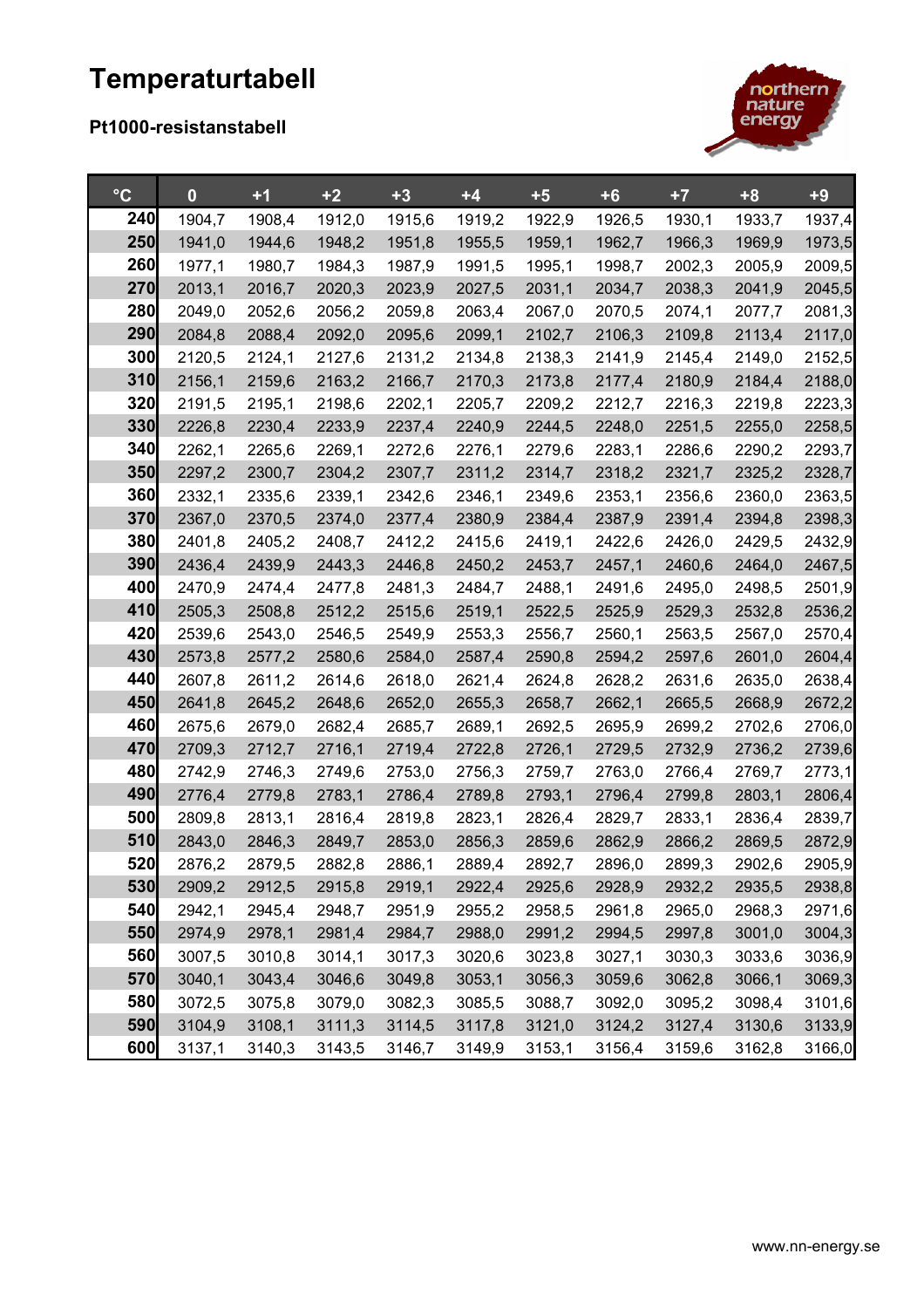# Temperaturtabell

**Pt1000-resistanstabell**

| °C | 0 | +1 | +2 | +3 | +4 | +5 | +6 | +7 | +8 | +9 |
|---|---|---|---|---|---|---|---|---|---|---|
| 240 | 1904,7 | 1908,4 | 1912,0 | 1915,6 | 1919,2 | 1922,9 | 1926,5 | 1930,1 | 1933,7 | 1937,4 |
| 250 | 1941,0 | 1944,6 | 1948,2 | 1951,8 | 1955,5 | 1959,1 | 1962,7 | 1966,3 | 1969,9 | 1973,5 |
| 260 | 1977,1 | 1980,7 | 1984,3 | 1987,9 | 1991,5 | 1995,1 | 1998,7 | 2002,3 | 2005,9 | 2009,5 |
| 270 | 2013,1 | 2016,7 | 2020,3 | 2023,9 | 2027,5 | 2031,1 | 2034,7 | 2038,3 | 2041,9 | 2045,5 |
| 280 | 2049,0 | 2052,6 | 2056,2 | 2059,8 | 2063,4 | 2067,0 | 2070,5 | 2074,1 | 2077,7 | 2081,3 |
| 290 | 2084,8 | 2088,4 | 2092,0 | 2095,6 | 2099,1 | 2102,7 | 2106,3 | 2109,8 | 2113,4 | 2117,0 |
| 300 | 2120,5 | 2124,1 | 2127,6 | 2131,2 | 2134,8 | 2138,3 | 2141,9 | 2145,4 | 2149,0 | 2152,5 |
| 310 | 2156,1 | 2159,6 | 2163,2 | 2166,7 | 2170,3 | 2173,8 | 2177,4 | 2180,9 | 2184,4 | 2188,0 |
| 320 | 2191,5 | 2195,1 | 2198,6 | 2202,1 | 2205,7 | 2209,2 | 2212,7 | 2216,3 | 2219,8 | 2223,3 |
| 330 | 2226,8 | 2230,4 | 2233,9 | 2237,4 | 2240,9 | 2244,5 | 2248,0 | 2251,5 | 2255,0 | 2258,5 |
| 340 | 2262,1 | 2265,6 | 2269,1 | 2272,6 | 2276,1 | 2279,6 | 2283,1 | 2286,6 | 2290,2 | 2293,7 |
| 350 | 2297,2 | 2300,7 | 2304,2 | 2307,7 | 2311,2 | 2314,7 | 2318,2 | 2321,7 | 2325,2 | 2328,7 |
| 360 | 2332,1 | 2335,6 | 2339,1 | 2342,6 | 2346,1 | 2349,6 | 2353,1 | 2356,6 | 2360,0 | 2363,5 |
| 370 | 2367,0 | 2370,5 | 2374,0 | 2377,4 | 2380,9 | 2384,4 | 2387,9 | 2391,4 | 2394,8 | 2398,3 |
| 380 | 2401,8 | 2405,2 | 2408,7 | 2412,2 | 2415,6 | 2419,1 | 2422,6 | 2426,0 | 2429,5 | 2432,9 |
| 390 | 2436,4 | 2439,9 | 2443,3 | 2446,8 | 2450,2 | 2453,7 | 2457,1 | 2460,6 | 2464,0 | 2467,5 |
| 400 | 2470,9 | 2474,4 | 2477,8 | 2481,3 | 2484,7 | 2488,1 | 2491,6 | 2495,0 | 2498,5 | 2501,9 |
| 410 | 2505,3 | 2508,8 | 2512,2 | 2515,6 | 2519,1 | 2522,5 | 2525,9 | 2529,3 | 2532,8 | 2536,2 |
| 420 | 2539,6 | 2543,0 | 2546,5 | 2549,9 | 2553,3 | 2556,7 | 2560,1 | 2563,5 | 2567,0 | 2570,4 |
| 430 | 2573,8 | 2577,2 | 2580,6 | 2584,0 | 2587,4 | 2590,8 | 2594,2 | 2597,6 | 2601,0 | 2604,4 |
| 440 | 2607,8 | 2611,2 | 2614,6 | 2618,0 | 2621,4 | 2624,8 | 2628,2 | 2631,6 | 2635,0 | 2638,4 |
| 450 | 2641,8 | 2645,2 | 2648,6 | 2652,0 | 2655,3 | 2658,7 | 2662,1 | 2665,5 | 2668,9 | 2672,2 |
| 460 | 2675,6 | 2679,0 | 2682,4 | 2685,7 | 2689,1 | 2692,5 | 2695,9 | 2699,2 | 2702,6 | 2706,0 |
| 470 | 2709,3 | 2712,7 | 2716,1 | 2719,4 | 2722,8 | 2726,1 | 2729,5 | 2732,9 | 2736,2 | 2739,6 |
| 480 | 2742,9 | 2746,3 | 2749,6 | 2753,0 | 2756,3 | 2759,7 | 2763,0 | 2766,4 | 2769,7 | 2773,1 |
| 490 | 2776,4 | 2779,8 | 2783,1 | 2786,4 | 2789,8 | 2793,1 | 2796,4 | 2799,8 | 2803,1 | 2806,4 |
| 500 | 2809,8 | 2813,1 | 2816,4 | 2819,8 | 2823,1 | 2826,4 | 2829,7 | 2833,1 | 2836,4 | 2839,7 |
| 510 | 2843,0 | 2846,3 | 2849,7 | 2853,0 | 2856,3 | 2859,6 | 2862,9 | 2866,2 | 2869,5 | 2872,9 |
| 520 | 2876,2 | 2879,5 | 2882,8 | 2886,1 | 2889,4 | 2892,7 | 2896,0 | 2899,3 | 2902,6 | 2905,9 |
| 530 | 2909,2 | 2912,5 | 2915,8 | 2919,1 | 2922,4 | 2925,6 | 2928,9 | 2932,2 | 2935,5 | 2938,8 |
| 540 | 2942,1 | 2945,4 | 2948,7 | 2951,9 | 2955,2 | 2958,5 | 2961,8 | 2965,0 | 2968,3 | 2971,6 |
| 550 | 2974,9 | 2978,1 | 2981,4 | 2984,7 | 2988,0 | 2991,2 | 2994,5 | 2997,8 | 3001,0 | 3004,3 |
| 560 | 3007,5 | 3010,8 | 3014,1 | 3017,3 | 3020,6 | 3023,8 | 3027,1 | 3030,3 | 3033,6 | 3036,9 |
| 570 | 3040,1 | 3043,4 | 3046,6 | 3049,8 | 3053,1 | 3056,3 | 3059,6 | 3062,8 | 3066,1 | 3069,3 |
| 580 | 3072,5 | 3075,8 | 3079,0 | 3082,3 | 3085,5 | 3088,7 | 3092,0 | 3095,2 | 3098,4 | 3101,6 |
| 590 | 3104,9 | 3108,1 | 3111,3 | 3114,5 | 3117,8 | 3121,0 | 3124,2 | 3127,4 | 3130,6 | 3133,9 |
| 600 | 3137,1 | 3140,3 | 3143,5 | 3146,7 | 3149,9 | 3153,1 | 3156,4 | 3159,6 | 3162,8 | 3166,0 |

www.nn-energy.se